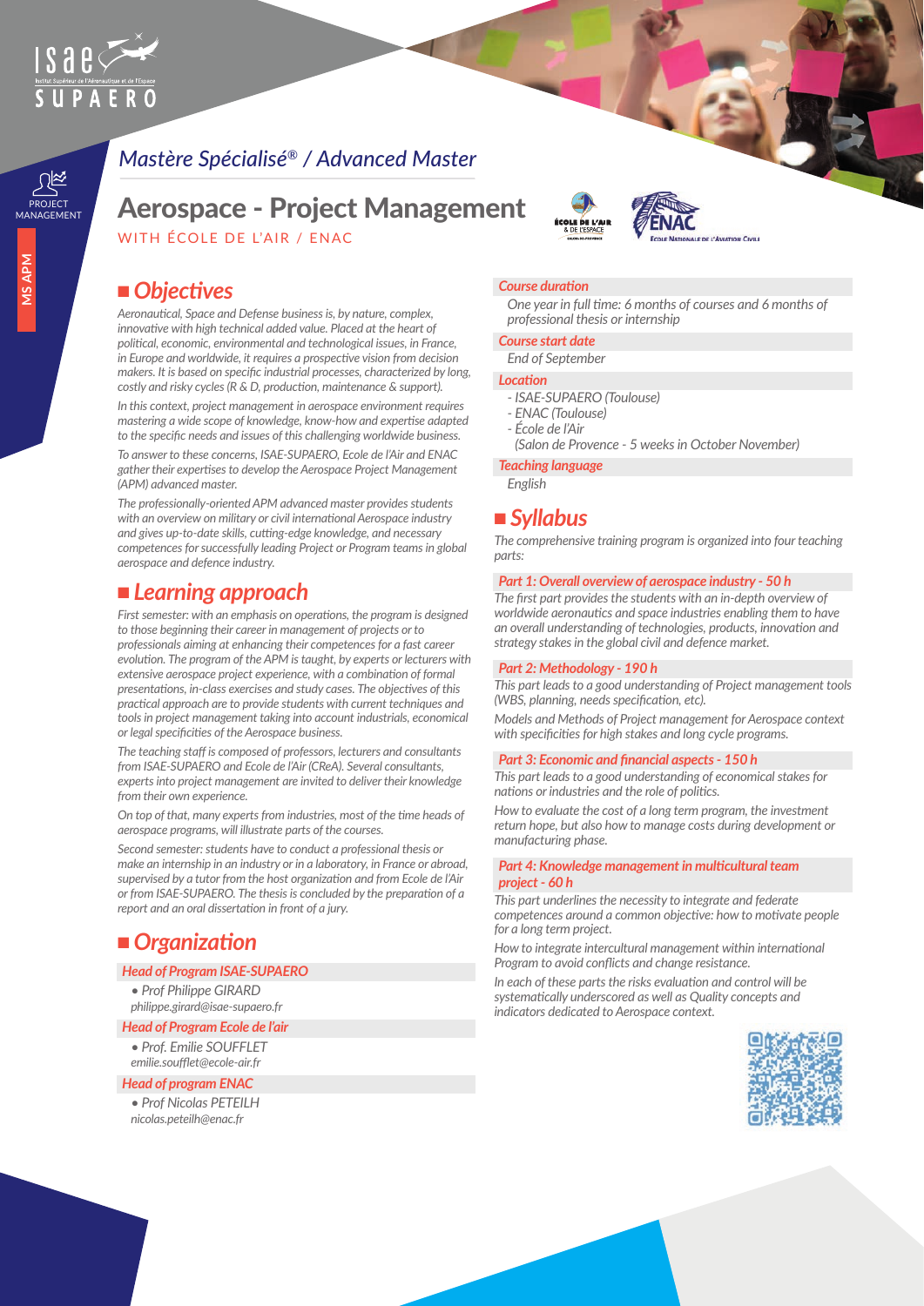PROJECT MANAGEMENT

MS APM

*Mastère Spécialisé® / Advanced Master*

# Aerospace - Project Management

WITH ÉCOLE DE L'AIR / ENAC

## Objectives

*Aeronautical, Space and Defense business is, by nature, complex, innovative with high technical added value. Placed at the heart of political, economic, environmental and technological issues, in France, in Europe and worldwide, it requires a prospective vision from decision makers. It is based on specific industrial processes, characterized by long, costly and risky cycles (R & D, production, maintenance & support).*

*In this context, project management in aerospace environment requires mastering a wide scope of knowledge, know-how and expertise adapted to the specific needs and issues of this challenging worldwide business.*

*To answer to these concerns, ISAE-SUPAERO, Ecole de l'Air and ENAC gather their expertises to develop the Aerospace Project Management (APM) advanced master.*

*The professionally-oriented APM advanced master provides students with an overview on military or civil international Aerospace industry and gives up-to-date skills, cutting-edge knowledge, and necessary competences for successfully leading Project or Program teams in global aerospace and defence industry.*

## Learning approach

*First semester: with an emphasis on operations, the program is designed to those beginning their career in management of projects or to professionals aiming at enhancing their competences for a fast career evolution. The program of the APM is taught, by experts or lecturers with extensive aerospace project experience, with a combination of formal presentations, in-class exercises and study cases. The objectives of this practical approach are to provide students with current techniques and tools in project management taking into account industrials, economical or legal specificities of the Aerospace business.*

*The teaching staff is composed of professors, lecturers and consultants from ISAE-SUPAERO and Ecole de l'Air (CReA). Several consultants, experts into project management are invited to deliver their knowledge from their own experience.*

*On top of that, many experts from industries, most of the time heads of aerospace programs, will illustrate parts of the courses.*

*Second semester: students have to conduct a professional thesis or make an internship in an industry or in a laboratory, in France or abroad, supervised by a tutor from the host organization and from Ecole de l'Air or from ISAE-SUPAERO. The thesis is concluded by the preparation of a report and an oral dissertation in front of a jury.*

## Organization

**Head of Program ISAE-SUPAERO**

- *Prof Philippe GIRARD*
  *philippe.girard@isae-supaero.fr*

**Head of Program Ecole de l'air**

- *Prof. Emilie SOUFFLET*
  *emilie.soufflet@ecole-air.fr*

**Head of program ENAC**

- *Prof Nicolas PETEILH*
  *nicolas.peteilh@enac.fr*

**Course duration**

*One year in full time: 6 months of courses and 6 months of professional thesis or internship*

**Course start date**

*End of September*

**Location**

- *ISAE-SUPAERO (Toulouse)*
- *ENAC (Toulouse)*
- *École de l'Air*
  *(Salon de Provence - 5 weeks in October November)*

**Teaching language**

*English*

## Syllabus

*The comprehensive training program is organized into four teaching parts:*

**Part 1: Overall overview of aerospace industry - 50 h**

*The first part provides the students with an in-depth overview of worldwide aeronautics and space industries enabling them to have an overall understanding of technologies, products, innovation and strategy stakes in the global civil and defence market.*

**Part 2: Methodology - 190 h**

*This part leads to a good understanding of Project management tools (WBS, planning, needs specification, etc).*

*Models and Methods of Project management for Aerospace context with specificities for high stakes and long cycle programs.*

**Part 3: Economic and financial aspects - 150 h**

*This part leads to a good understanding of economical stakes for nations or industries and the role of politics.*

*How to evaluate the cost of a long term program, the investment return hope, but also how to manage costs during development or manufacturing phase.*

**Part 4: Knowledge management in multicultural team project - 60 h**

*This part underlines the necessity to integrate and federate competences around a common objective: how to motivate people for a long term project.*

*How to integrate intercultural management within international Program to avoid conflicts and change resistance.*

*In each of these parts the risks evaluation and control will be systematically underscored as well as Quality concepts and indicators dedicated to Aerospace context.*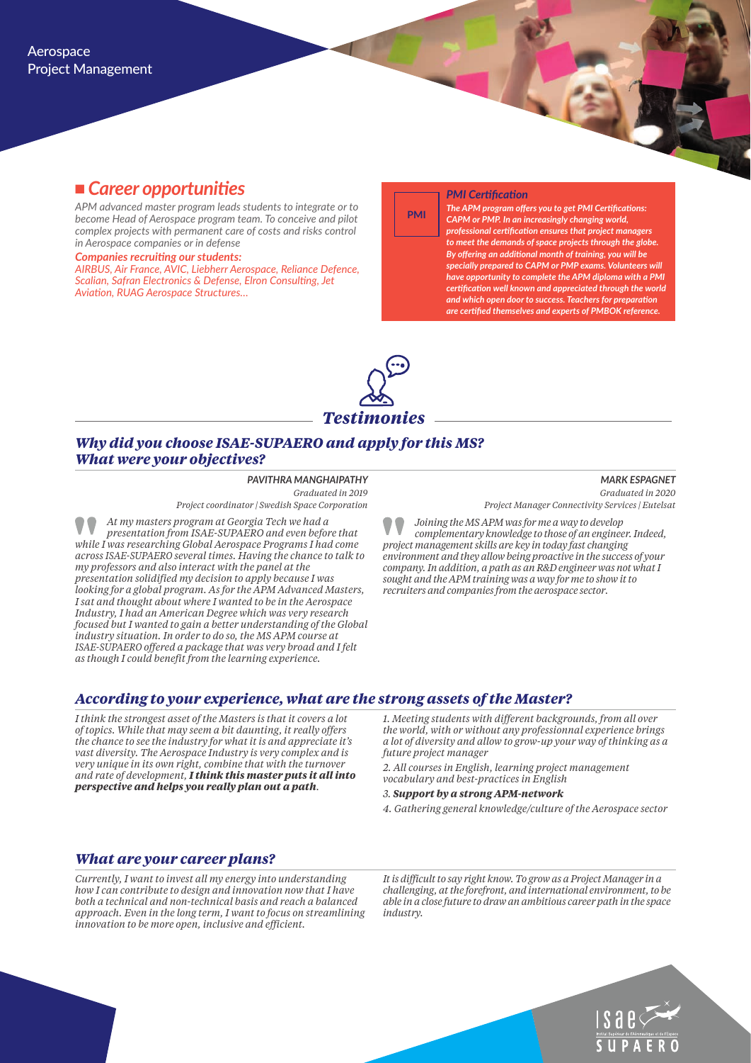Aerospace
Project Management

## ■ *Career opportunities*

*APM advanced master program leads students to integrate or to become Head of Aerospace program team. To conceive and pilot complex projects with permanent care of costs and risks control in Aerospace companies or in defense*

***Companies recruiting our students:***
*AIRBUS, Air France, AVIC, Liebherr Aerospace, Reliance Defence, Scalian, Safran Electronics & Defense, Elron Consulting, Jet Aviation, RUAG Aerospace Structures…*

**PMI**

### *PMI Certification*

***The APM program offers you to get PMI Certifications: CAPM or PMP. In an increasingly changing world, professional certification ensures that project managers to meet the demands of space projects through the globe. By offering an additional month of training, you will be specially prepared to CAPM or PMP exams. Volunteers will have opportunity to complete the APM diploma with a PMI certification well known and appreciated through the world and which open door to success. Teachers for preparation are certified themselves and experts of PMBOK reference.***

## *Testimonies*

### *Why did you choose ISAE-SUPAERO and apply for this MS? What were your objectives?*

**PAVITHRA MANGHAIPATHY**
*Graduated in 2019*
*Project coordinator | Swedish Space Corporation*

*At my masters program at Georgia Tech we had a presentation from ISAE-SUPAERO and even before that while I was researching Global Aerospace Programs I had come across ISAE-SUPAERO several times. Having the chance to talk to my professors and also interact with the panel at the presentation solidified my decision to apply because I was looking for a global program. As for the APM Advanced Masters, I sat and thought about where I wanted to be in the Aerospace Industry, I had an American Degree which was very research focused but I wanted to gain a better understanding of the Global industry situation. In order to do so, the MS APM course at ISAE-SUPAERO offered a package that was very broad and I felt as though I could benefit from the learning experience.*

**MARK ESPAGNET**
*Graduated in 2020*
*Project Manager Connectivity Services | Eutelsat*

*Joining the MS APM was for me a way to develop complementary knowledge to those of an engineer. Indeed, project management skills are key in today fast changing environment and they allow being proactive in the success of your company. In addition, a path as an R&D engineer was not what I sought and the APM training was a way for me to show it to recruiters and companies from the aerospace sector.*

### *According to your experience, what are the strong assets of the Master?*

*I think the strongest asset of the Masters is that it covers a lot of topics. While that may seem a bit daunting, it really offers the chance to see the industry for what it is and appreciate it's vast diversity. The Aerospace Industry is very complex and is very unique in its own right, combine that with the turnover and rate of development,* ***I think this master puts it all into perspective and helps you really plan out a path****.*

1. *Meeting students with different backgrounds, from all over the world, with or without any professionnal experience brings a lot of diversity and allow to grow-up your way of thinking as a future project manager*
2. *All courses in English, learning project management vocabulary and best-practices in English*
3. ***Support by a strong APM-network***
4. *Gathering general knowledge/culture of the Aerospace sector*

### *What are your career plans?*

*Currently, I want to invest all my energy into understanding how I can contribute to design and innovation now that I have both a technical and non-technical basis and reach a balanced approach. Even in the long term, I want to focus on streamlining innovation to be more open, inclusive and efficient.*

*It is difficult to say right know. To grow as a Project Manager in a challenging, at the forefront, and international environment, to be able in a close future to draw an ambitious career path in the space industry.*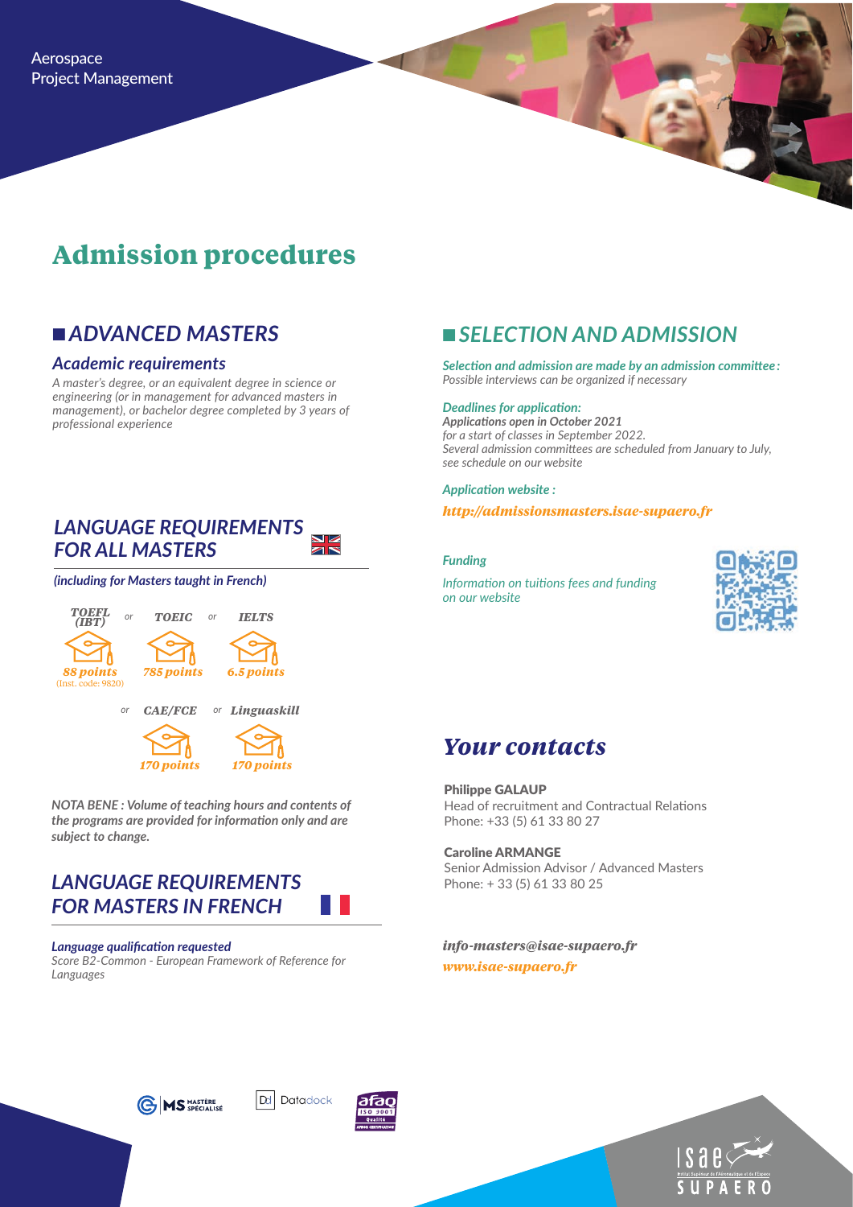Aerospace
Project Management

# Admission procedures

## ADVANCED MASTERS

### Academic requirements

*A master's degree, or an equivalent degree in science or engineering (or in management for advanced masters in management), or bachelor degree completed by 3 years of professional experience*

## LANGUAGE REQUIREMENTS FOR ALL MASTERS

*(including for Masters taught in French)*

**TOEFL (IBT)** – 88 points (Inst. code: 9820)
or **TOEIC** – 785 points
or **IELTS** – 6.5 points
or **CAE/FCE** – 170 points
or **Linguaskill** – 170 points

***NOTA BENE : Volume of teaching hours and contents of the programs are provided for information only and are subject to change.***

## LANGUAGE REQUIREMENTS FOR MASTERS IN FRENCH

***Language qualification requested***
*Score B2-Common - European Framework of Reference for Languages*

## SELECTION AND ADMISSION

***Selection and admission are made by an admission committee :***
*Possible interviews can be organized if necessary*

***Deadlines for application:***
***Applications open in October 2021***
*for a start of classes in September 2022.*
*Several admission committees are scheduled from January to July, see schedule on our website*

***Application website :***
***http://admissionsmasters.isae-supaero.fr***

***Funding***
*Information on tuitions fees and funding on our website*

## Your contacts

**Philippe GALAUP**
Head of recruitment and Contractual Relations
Phone: +33 (5) 61 33 80 27

**Caroline ARMANGE**
Senior Admission Advisor / Advanced Masters
Phone: + 33 (5) 61 33 80 25

***info-masters@isae-supaero.fr***
***www.isae-supaero.fr***